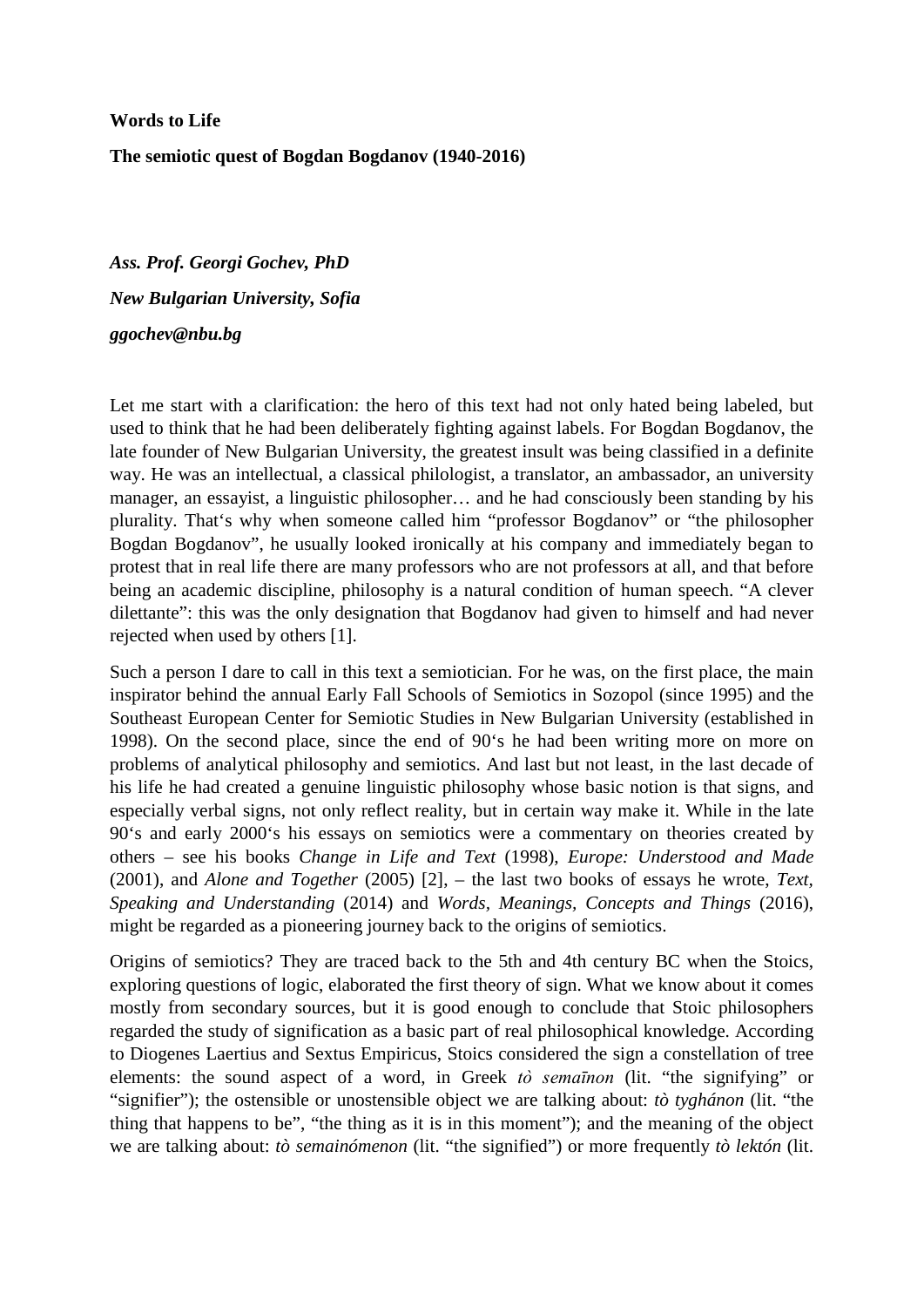**Words to Life**

**The semiotic quest of Bogdan Bogdanov (1940-2016)**

***Ass. Prof. Georgi Gochev, PhD***

***New Bulgarian University, Sofia***

***ggochev@nbu.bg***

Let me start with a clarification: the hero of this text had not only hated being labeled, but used to think that he had been deliberately fighting against labels. For Bogdan Bogdanov, the late founder of New Bulgarian University, the greatest insult was being classified in a definite way. He was an intellectual, a classical philologist, a translator, an ambassador, an university manager, an essayist, a linguistic philosopher… and he had consciously been standing by his plurality. That's why when someone called him "professor Bogdanov" or "the philosopher Bogdan Bogdanov", he usually looked ironically at his company and immediately began to protest that in real life there are many professors who are not professors at all, and that before being an academic discipline, philosophy is a natural condition of human speech. "A clever dilettante": this was the only designation that Bogdanov had given to himself and had never rejected when used by others [1].

Such a person I dare to call in this text a semiotician. For he was, on the first place, the main inspirator behind the annual Early Fall Schools of Semiotics in Sozopol (since 1995) and the Southeast European Center for Semiotic Studies in New Bulgarian University (established in 1998). On the second place, since the end of 90's he had been writing more on more on problems of analytical philosophy and semiotics. And last but not least, in the last decade of his life he had created a genuine linguistic philosophy whose basic notion is that signs, and especially verbal signs, not only reflect reality, but in certain way make it. While in the late 90's and early 2000's his essays on semiotics were a commentary on theories created by others – see his books *Change in Life and Text* (1998), *Europe: Understood and Made* (2001), and *Alone and Together* (2005) [2], – the last two books of essays he wrote, *Text, Speaking and Understanding* (2014) and *Words, Meanings, Concepts and Things* (2016), might be regarded as a pioneering journey back to the origins of semiotics.

Origins of semiotics? They are traced back to the 5th and 4th century BC when the Stoics, exploring questions of logic, elaborated the first theory of sign. What we know about it comes mostly from secondary sources, but it is good enough to conclude that Stoic philosophers regarded the study of signification as a basic part of real philosophical knowledge. According to Diogenes Laertius and Sextus Empiricus, Stoics considered the sign a constellation of tree elements: the sound aspect of a word, in Greek *tò semaīnon* (lit. "the signifying" or "signifier"); the ostensible or unostensible object we are talking about: *tò tyghánon* (lit. "the thing that happens to be", "the thing as it is in this moment"); and the meaning of the object we are talking about: *tò semainómenon* (lit. "the signified") or more frequently *tò lektón* (lit.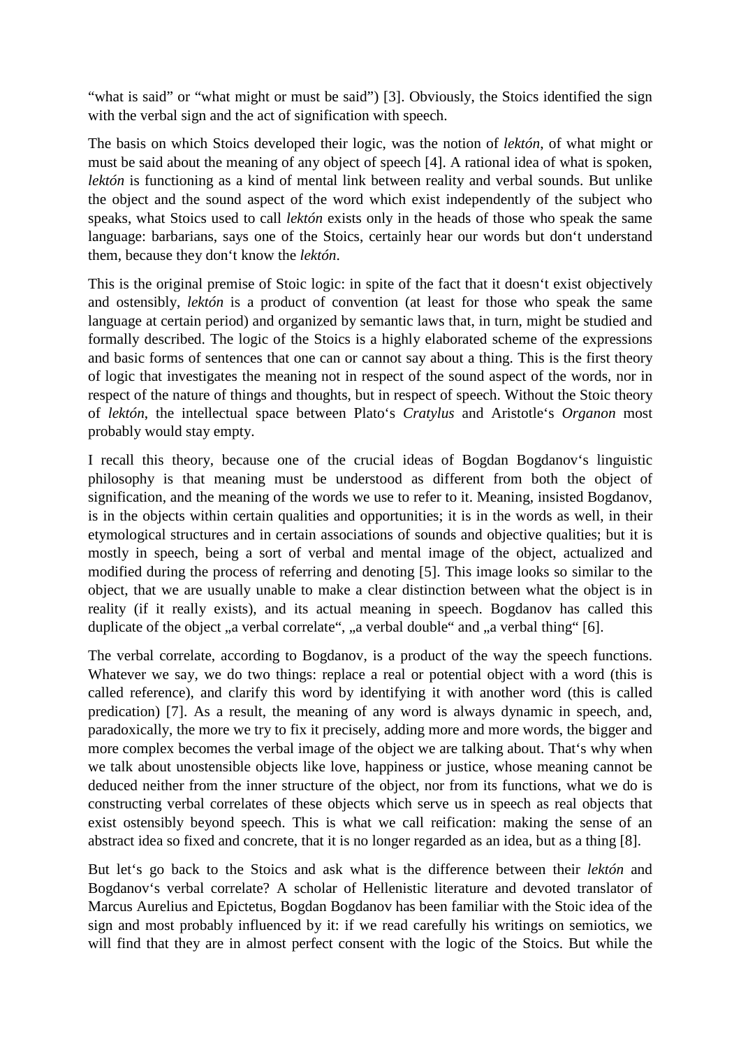"what is said" or "what might or must be said") [3]. Obviously, the Stoics identified the sign with the verbal sign and the act of signification with speech.

The basis on which Stoics developed their logic, was the notion of *lektón*, of what might or must be said about the meaning of any object of speech [4]. A rational idea of what is spoken, *lektón* is functioning as a kind of mental link between reality and verbal sounds. But unlike the object and the sound aspect of the word which exist independently of the subject who speaks, what Stoics used to call *lektón* exists only in the heads of those who speak the same language: barbarians, says one of the Stoics, certainly hear our words but don't understand them, because they don't know the *lektón*.

This is the original premise of Stoic logic: in spite of the fact that it doesn't exist objectively and ostensibly, *lektón* is a product of convention (at least for those who speak the same language at certain period) and organized by semantic laws that, in turn, might be studied and formally described. The logic of the Stoics is a highly elaborated scheme of the expressions and basic forms of sentences that one can or cannot say about a thing. This is the first theory of logic that investigates the meaning not in respect of the sound aspect of the words, nor in respect of the nature of things and thoughts, but in respect of speech. Without the Stoic theory of *lektón*, the intellectual space between Plato's *Cratylus* and Aristotle's *Organon* most probably would stay empty.

I recall this theory, because one of the crucial ideas of Bogdan Bogdanov's linguistic philosophy is that meaning must be understood as different from both the object of signification, and the meaning of the words we use to refer to it. Meaning, insisted Bogdanov, is in the objects within certain qualities and opportunities; it is in the words as well, in their etymological structures and in certain associations of sounds and objective qualities; but it is mostly in speech, being a sort of verbal and mental image of the object, actualized and modified during the process of referring and denoting [5]. This image looks so similar to the object, that we are usually unable to make a clear distinction between what the object is in reality (if it really exists), and its actual meaning in speech. Bogdanov has called this duplicate of the object „a verbal correlate", „a verbal double" and „a verbal thing" [6].

The verbal correlate, according to Bogdanov, is a product of the way the speech functions. Whatever we say, we do two things: replace a real or potential object with a word (this is called reference), and clarify this word by identifying it with another word (this is called predication) [7]. As a result, the meaning of any word is always dynamic in speech, and, paradoxically, the more we try to fix it precisely, adding more and more words, the bigger and more complex becomes the verbal image of the object we are talking about. That's why when we talk about unostensible objects like love, happiness or justice, whose meaning cannot be deduced neither from the inner structure of the object, nor from its functions, what we do is constructing verbal correlates of these objects which serve us in speech as real objects that exist ostensibly beyond speech. This is what we call reification: making the sense of an abstract idea so fixed and concrete, that it is no longer regarded as an idea, but as a thing [8].

But let's go back to the Stoics and ask what is the difference between their *lektón* and Bogdanov's verbal correlate? A scholar of Hellenistic literature and devoted translator of Marcus Aurelius and Epictetus, Bogdan Bogdanov has been familiar with the Stoic idea of the sign and most probably influenced by it: if we read carefully his writings on semiotics, we will find that they are in almost perfect consent with the logic of the Stoics. But while the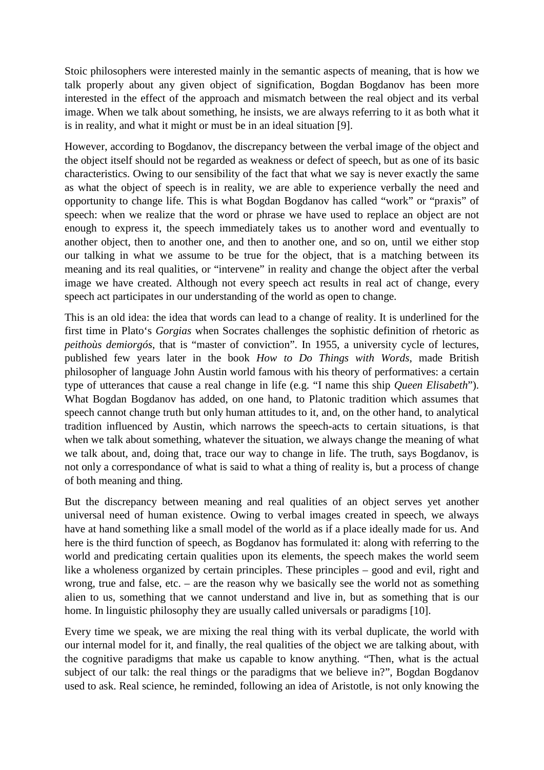Stoic philosophers were interested mainly in the semantic aspects of meaning, that is how we talk properly about any given object of signification, Bogdan Bogdanov has been more interested in the effect of the approach and mismatch between the real object and its verbal image. When we talk about something, he insists, we are always referring to it as both what it is in reality, and what it might or must be in an ideal situation [9].

However, according to Bogdanov, the discrepancy between the verbal image of the object and the object itself should not be regarded as weakness or defect of speech, but as one of its basic characteristics. Owing to our sensibility of the fact that what we say is never exactly the same as what the object of speech is in reality, we are able to experience verbally the need and opportunity to change life. This is what Bogdan Bogdanov has called "work" or "praxis" of speech: when we realize that the word or phrase we have used to replace an object are not enough to express it, the speech immediately takes us to another word and eventually to another object, then to another one, and then to another one, and so on, until we either stop our talking in what we assume to be true for the object, that is a matching between its meaning and its real qualities, or "intervene" in reality and change the object after the verbal image we have created. Although not every speech act results in real act of change, every speech act participates in our understanding of the world as open to change.

This is an old idea: the idea that words can lead to a change of reality. It is underlined for the first time in Plato's *Gorgias* when Socrates challenges the sophistic definition of rhetoric as *peithoùs demiorgós*, that is "master of conviction". In 1955, a university cycle of lectures, published few years later in the book *How to Do Things with Words*, made British philosopher of language John Austin world famous with his theory of performatives: a certain type of utterances that cause a real change in life (e.g. "I name this ship *Queen Elisabeth*"). What Bogdan Bogdanov has added, on one hand, to Platonic tradition which assumes that speech cannot change truth but only human attitudes to it, and, on the other hand, to analytical tradition influenced by Austin, which narrows the speech-acts to certain situations, is that when we talk about something, whatever the situation, we always change the meaning of what we talk about, and, doing that, trace our way to change in life. The truth, says Bogdanov, is not only a correspondance of what is said to what a thing of reality is, but a process of change of both meaning and thing.

But the discrepancy between meaning and real qualities of an object serves yet another universal need of human existence. Owing to verbal images created in speech, we always have at hand something like a small model of the world as if a place ideally made for us. And here is the third function of speech, as Bogdanov has formulated it: along with referring to the world and predicating certain qualities upon its elements, the speech makes the world seem like a wholeness organized by certain principles. These principles – good and evil, right and wrong, true and false, etc. – are the reason why we basically see the world not as something alien to us, something that we cannot understand and live in, but as something that is our home. In linguistic philosophy they are usually called universals or paradigms [10].

Every time we speak, we are mixing the real thing with its verbal duplicate, the world with our internal model for it, and finally, the real qualities of the object we are talking about, with the cognitive paradigms that make us capable to know anything. "Then, what is the actual subject of our talk: the real things or the paradigms that we believe in?", Bogdan Bogdanov used to ask. Real science, he reminded, following an idea of Aristotle, is not only knowing the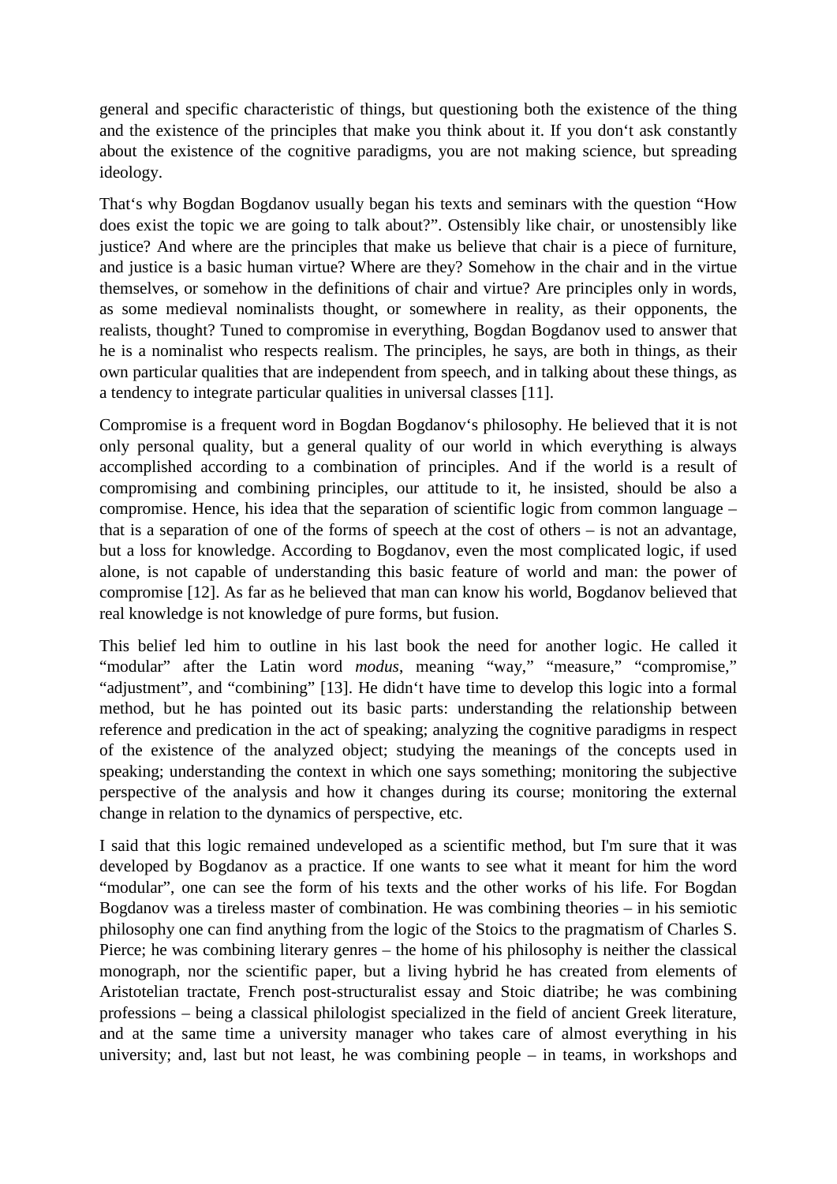general and specific characteristic of things, but questioning both the existence of the thing and the existence of the principles that make you think about it. If you don‘t ask constantly about the existence of the cognitive paradigms, you are not making science, but spreading ideology.

That‘s why Bogdan Bogdanov usually began his texts and seminars with the question “How does exist the topic we are going to talk about?”. Ostensibly like chair, or unostensibly like justice? And where are the principles that make us believe that chair is a piece of furniture, and justice is a basic human virtue? Where are they? Somehow in the chair and in the virtue themselves, or somehow in the definitions of chair and virtue? Are principles only in words, as some medieval nominalists thought, or somewhere in reality, as their opponents, the realists, thought? Tuned to compromise in everything, Bogdan Bogdanov used to answer that he is a nominalist who respects realism. The principles, he says, are both in things, as their own particular qualities that are independent from speech, and in talking about these things, as a tendency to integrate particular qualities in universal classes [11].

Compromise is a frequent word in Bogdan Bogdanov‘s philosophy. He believed that it is not only personal quality, but a general quality of our world in which everything is always accomplished according to a combination of principles. And if the world is a result of compromising and combining principles, our attitude to it, he insisted, should be also a compromise. Hence, his idea that the separation of scientific logic from common language – that is a separation of one of the forms of speech at the cost of others – is not an advantage, but a loss for knowledge. According to Bogdanov, even the most complicated logic, if used alone, is not capable of understanding this basic feature of world and man: the power of compromise [12]. As far as he believed that man can know his world, Bogdanov believed that real knowledge is not knowledge of pure forms, but fusion.

This belief led him to outline in his last book the need for another logic. He called it “modular” after the Latin word *modus*, meaning “way,” “measure,” “compromise,” “adjustment”, and “combining” [13]. He didn‘t have time to develop this logic into a formal method, but he has pointed out its basic parts: understanding the relationship between reference and predication in the act of speaking; analyzing the cognitive paradigms in respect of the existence of the analyzed object; studying the meanings of the concepts used in speaking; understanding the context in which one says something; monitoring the subjective perspective of the analysis and how it changes during its course; monitoring the external change in relation to the dynamics of perspective, etc.

I said that this logic remained undeveloped as a scientific method, but I'm sure that it was developed by Bogdanov as a practice. If one wants to see what it meant for him the word “modular”, one can see the form of his texts and the other works of his life. For Bogdan Bogdanov was a tireless master of combination. He was combining theories – in his semiotic philosophy one can find anything from the logic of the Stoics to the pragmatism of Charles S. Pierce; he was combining literary genres – the home of his philosophy is neither the classical monograph, nor the scientific paper, but a living hybrid he has created from elements of Aristotelian tractate, French post-structuralist essay and Stoic diatribe; he was combining professions – being a classical philologist specialized in the field of ancient Greek literature, and at the same time a university manager who takes care of almost everything in his university; and, last but not least, he was combining people – in teams, in workshops and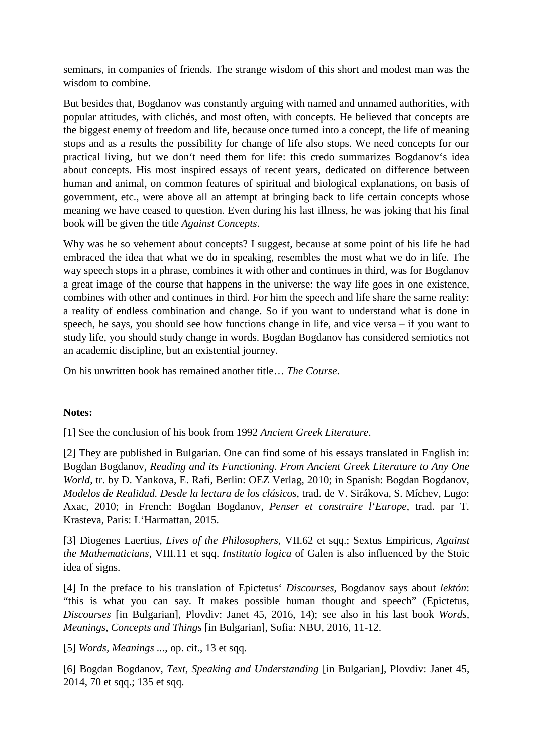seminars, in companies of friends. The strange wisdom of this short and modest man was the wisdom to combine.

But besides that, Bogdanov was constantly arguing with named and unnamed authorities, with popular attitudes, with clichés, and most often, with concepts. He believed that concepts are the biggest enemy of freedom and life, because once turned into a concept, the life of meaning stops and as a results the possibility for change of life also stops. We need concepts for our practical living, but we don‘t need them for life: this credo summarizes Bogdanov‘s idea about concepts. His most inspired essays of recent years, dedicated on difference between human and animal, on common features of spiritual and biological explanations, on basis of government, etc., were above all an attempt at bringing back to life certain concepts whose meaning we have ceased to question. Even during his last illness, he was joking that his final book will be given the title *Against Concepts*.

Why was he so vehement about concepts? I suggest, because at some point of his life he had embraced the idea that what we do in speaking, resembles the most what we do in life. The way speech stops in a phrase, combines it with other and continues in third, was for Bogdanov a great image of the course that happens in the universe: the way life goes in one existence, combines with other and continues in third. For him the speech and life share the same reality: a reality of endless combination and change. So if you want to understand what is done in speech, he says, you should see how functions change in life, and vice versa – if you want to study life, you should study change in words. Bogdan Bogdanov has considered semiotics not an academic discipline, but an existential journey.

On his unwritten book has remained another title… *The Course*.

**Notes:**

[1] See the conclusion of his book from 1992 *Ancient Greek Literature*.

[2] They are published in Bulgarian. One can find some of his essays translated in English in: Bogdan Bogdanov, *Reading and its Functioning. From Ancient Greek Literature to Any One World*, tr. by D. Yankova, E. Rafi, Berlin: OEZ Verlag, 2010; in Spanish: Bogdan Bogdanov, *Modelos de Realidad. Desde la lectura de los clásicos*, trad. de V. Sirákova, S. Míchev, Lugo: Axac, 2010; in French: Bogdan Bogdanov, *Penser et construire l‘Europe*, trad. par T. Krasteva, Paris: L‘Harmattan, 2015.

[3] Diogenes Laertius, *Lives of the Philosophers*, VII.62 et sqq.; Sextus Empiricus, *Against the Mathematicians*, VIII.11 et sqq. *Institutio logica* of Galen is also influenced by the Stoic idea of signs.

[4] In the preface to his translation of Epictetus‘ *Discourses*, Bogdanov says about *lektón*: "this is what you can say. It makes possible human thought and speech" (Epictetus, *Discourses* [in Bulgarian], Plovdiv: Janet 45, 2016, 14); see also in his last book *Words, Meanings, Concepts and Things* [in Bulgarian], Sofia: NBU, 2016, 11-12.

[5] *Words, Meanings ...*, op. cit., 13 et sqq.

[6] Bogdan Bogdanov, *Text, Speaking and Understanding* [in Bulgarian], Plovdiv: Janet 45, 2014, 70 et sqq.; 135 et sqq.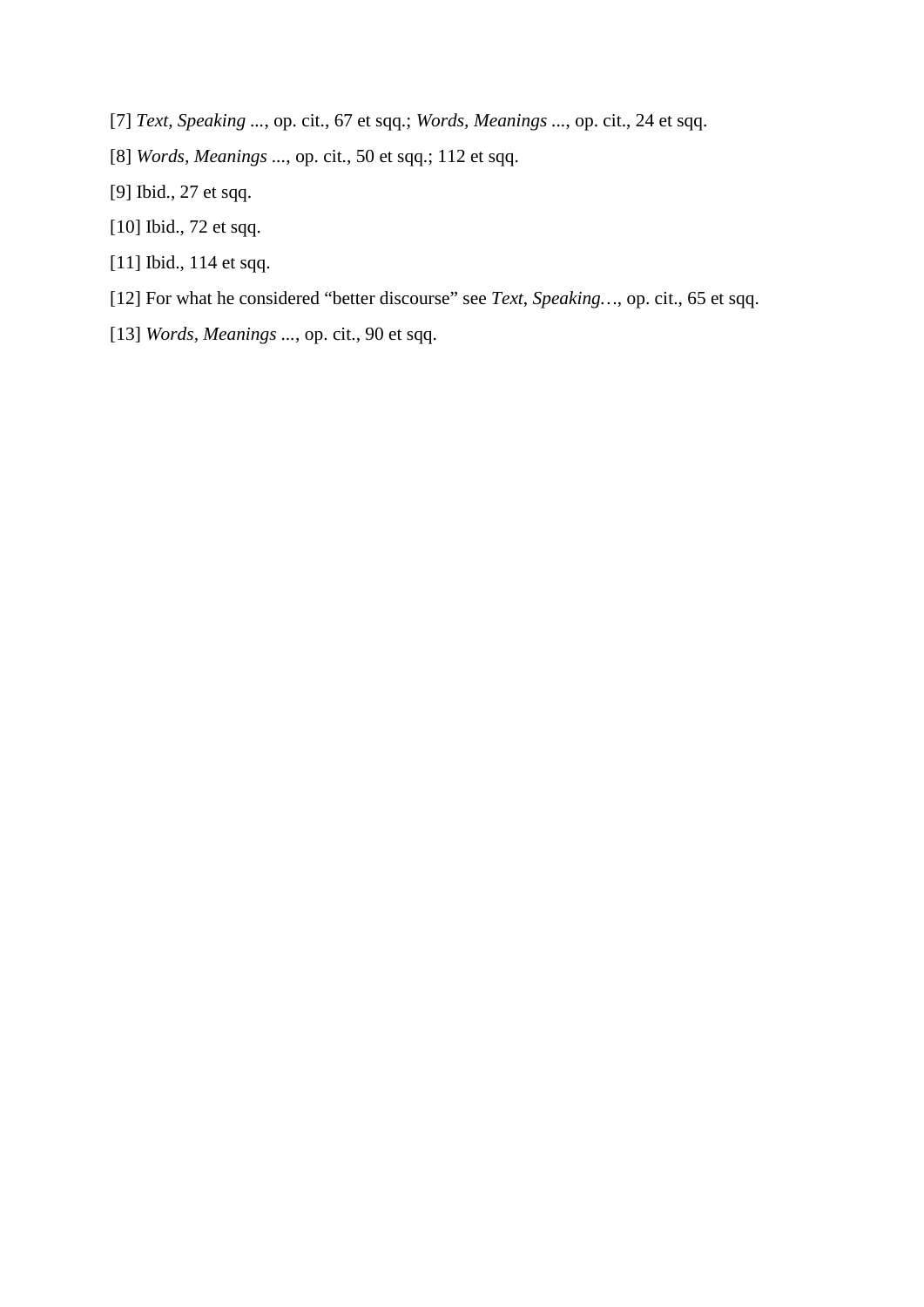[7] *Text, Speaking* ..., op. cit., 67 et sqq.; *Words, Meanings* ..., op. cit., 24 et sqq.

[8] *Words, Meanings* ..., op. cit., 50 et sqq.; 112 et sqq.

[9] Ibid., 27 et sqq.

[10] Ibid., 72 et sqq.

[11] Ibid., 114 et sqq.

[12] For what he considered “better discourse” see *Text, Speaking…*, op. cit., 65 et sqq.

[13] *Words, Meanings* ..., op. cit., 90 et sqq.